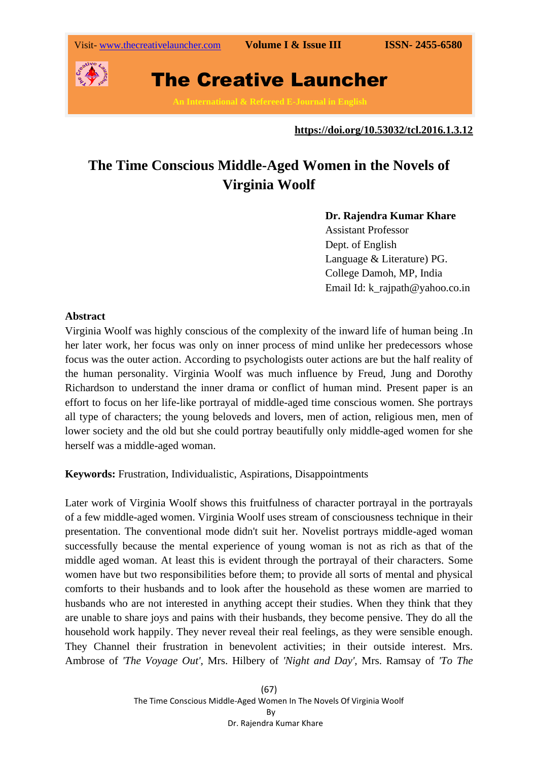https://doi.org/10.53032/tcl.2016.1.3.12

# The Time Conscious Middle-Aged Women in the Novels of Virginia Woolf

**Dr. Rajendra Kumar Khare**
Assistant Professor
Dept. of English
Language & Literature) PG.
College Damoh, MP, India
Email Id: k_rajpath@yahoo.co.in

**Abstract**

Virginia Woolf was highly conscious of the complexity of the inward life of human being .In her later work, her focus was only on inner process of mind unlike her predecessors whose focus was the outer action. According to psychologists outer actions are but the half reality of the human personality. Virginia Woolf was much influence by Freud, Jung and Dorothy Richardson to understand the inner drama or conflict of human mind. Present paper is an effort to focus on her life-like portrayal of middle-aged time conscious women. She portrays all type of characters; the young beloveds and lovers, men of action, religious men, men of lower society and the old but she could portray beautifully only middle-aged women for she herself was a middle-aged woman.

**Keywords:** Frustration, Individualistic, Aspirations, Disappointments

Later work of Virginia Woolf shows this fruitfulness of character portrayal in the portrayals of a few middle-aged women. Virginia Woolf uses stream of consciousness technique in their presentation. The conventional mode didn't suit her. Novelist portrays middle-aged woman successfully because the mental experience of young woman is not as rich as that of the middle aged woman. At least this is evident through the portrayal of their characters. Some women have but two responsibilities before them; to provide all sorts of mental and physical comforts to their husbands and to look after the household as these women are married to husbands who are not interested in anything accept their studies. When they think that they are unable to share joys and pains with their husbands, they become pensive. They do all the household work happily. They never reveal their real feelings, as they were sensible enough. They Channel their frustration in benevolent activities; in their outside interest. Mrs. Ambrose of *'The Voyage Out'*, Mrs. Hilbery of *'Night and Day'*, Mrs. Ramsay of *'To The*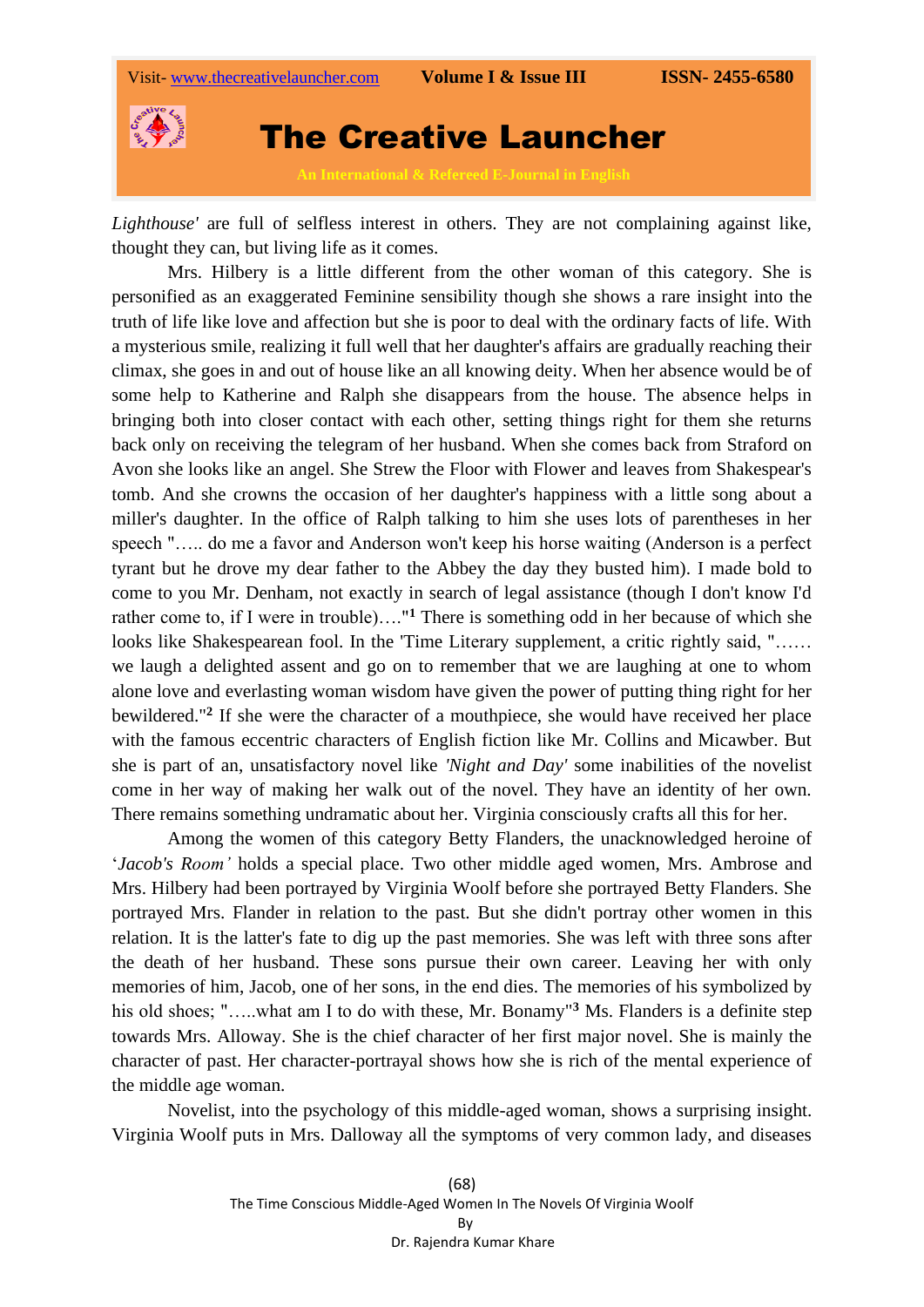*Lighthouse'* are full of selfless interest in others. They are not complaining against like, thought they can, but living life as it comes.

Mrs. Hilbery is a little different from the other woman of this category. She is personified as an exaggerated Feminine sensibility though she shows a rare insight into the truth of life like love and affection but she is poor to deal with the ordinary facts of life. With a mysterious smile, realizing it full well that her daughter's affairs are gradually reaching their climax, she goes in and out of house like an all knowing deity. When her absence would be of some help to Katherine and Ralph she disappears from the house. The absence helps in bringing both into closer contact with each other, setting things right for them she returns back only on receiving the telegram of her husband. When she comes back from Straford on Avon she looks like an angel. She Strew the Floor with Flower and leaves from Shakespear's tomb. And she crowns the occasion of her daughter's happiness with a little song about a miller's daughter. In the office of Ralph talking to him she uses lots of parentheses in her speech "….. do me a favor and Anderson won't keep his horse waiting (Anderson is a perfect tyrant but he drove my dear father to the Abbey the day they busted him). I made bold to come to you Mr. Denham, not exactly in search of legal assistance (though I don't know I'd rather come to, if I were in trouble)…."[1] There is something odd in her because of which she looks like Shakespearean fool. In the 'Time Literary supplement, a critic rightly said, "…… we laugh a delighted assent and go on to remember that we are laughing at one to whom alone love and everlasting woman wisdom have given the power of putting thing right for her bewildered."[2] If she were the character of a mouthpiece, she would have received her place with the famous eccentric characters of English fiction like Mr. Collins and Micawber. But she is part of an, unsatisfactory novel like *'Night and Day'* some inabilities of the novelist come in her way of making her walk out of the novel. They have an identity of her own. There remains something undramatic about her. Virginia consciously crafts all this for her.

Among the women of this category Betty Flanders, the unacknowledged heroine of '*Jacob's Room'* holds a special place. Two other middle aged women, Mrs. Ambrose and Mrs. Hilbery had been portrayed by Virginia Woolf before she portrayed Betty Flanders. She portrayed Mrs. Flander in relation to the past. But she didn't portray other women in this relation. It is the latter's fate to dig up the past memories. She was left with three sons after the death of her husband. These sons pursue their own career. Leaving her with only memories of him, Jacob, one of her sons, in the end dies. The memories of his symbolized by his old shoes; "…..what am I to do with these, Mr. Bonamy"[3] Ms. Flanders is a definite step towards Mrs. Alloway. She is the chief character of her first major novel. She is mainly the character of past. Her character-portrayal shows how she is rich of the mental experience of the middle age woman.

Novelist, into the psychology of this middle-aged woman, shows a surprising insight. Virginia Woolf puts in Mrs. Dalloway all the symptoms of very common lady, and diseases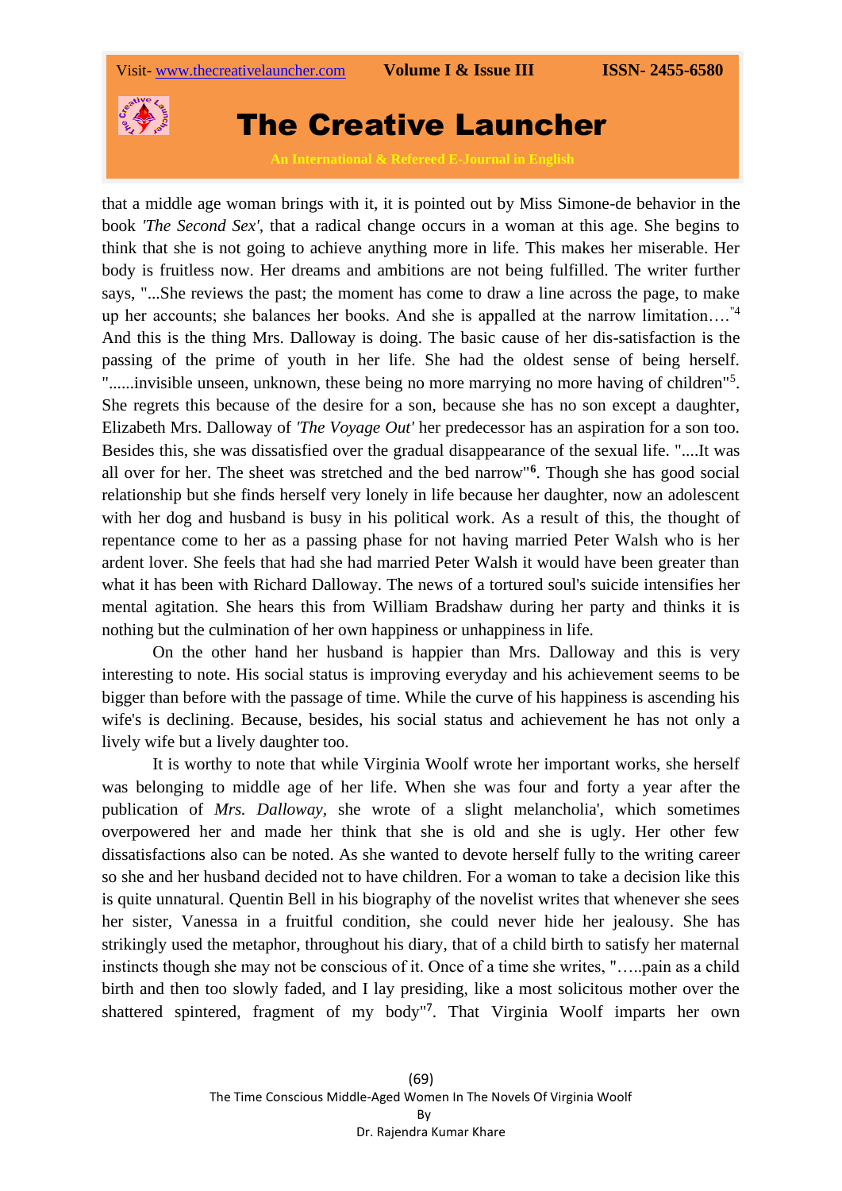that a middle age woman brings with it, it is pointed out by Miss Simone-de behavior in the book *'The Second Sex'*, that a radical change occurs in a woman at this age. She begins to think that she is not going to achieve anything more in life. This makes her miserable. Her body is fruitless now. Her dreams and ambitions are not being fulfilled. The writer further says, "...She reviews the past; the moment has come to draw a line across the page, to make up her accounts; she balances her books. And she is appalled at the narrow limitation…."[4] And this is the thing Mrs. Dalloway is doing. The basic cause of her dis-satisfaction is the passing of the prime of youth in her life. She had the oldest sense of being herself. "......invisible unseen, unknown, these being no more marrying no more having of children"[5]. She regrets this because of the desire for a son, because she has no son except a daughter, Elizabeth Mrs. Dalloway of *'The Voyage Out'* her predecessor has an aspiration for a son too. Besides this, she was dissatisfied over the gradual disappearance of the sexual life. "....It was all over for her. The sheet was stretched and the bed narrow"[6]. Though she has good social relationship but she finds herself very lonely in life because her daughter, now an adolescent with her dog and husband is busy in his political work. As a result of this, the thought of repentance come to her as a passing phase for not having married Peter Walsh who is her ardent lover. She feels that had she had married Peter Walsh it would have been greater than what it has been with Richard Dalloway. The news of a tortured soul's suicide intensifies her mental agitation. She hears this from William Bradshaw during her party and thinks it is nothing but the culmination of her own happiness or unhappiness in life.

On the other hand her husband is happier than Mrs. Dalloway and this is very interesting to note. His social status is improving everyday and his achievement seems to be bigger than before with the passage of time. While the curve of his happiness is ascending his wife's is declining. Because, besides, his social status and achievement he has not only a lively wife but a lively daughter too.

It is worthy to note that while Virginia Woolf wrote her important works, she herself was belonging to middle age of her life. When she was four and forty a year after the publication of *Mrs. Dalloway*, she wrote of a slight melancholia', which sometimes overpowered her and made her think that she is old and she is ugly. Her other few dissatisfactions also can be noted. As she wanted to devote herself fully to the writing career so she and her husband decided not to have children. For a woman to take a decision like this is quite unnatural. Quentin Bell in his biography of the novelist writes that whenever she sees her sister, Vanessa in a fruitful condition, she could never hide her jealousy. She has strikingly used the metaphor, throughout his diary, that of a child birth to satisfy her maternal instincts though she may not be conscious of it. Once of a time she writes, "…..pain as a child birth and then too slowly faded, and I lay presiding, like a most solicitous mother over the shattered spintered, fragment of my body"[7]. That Virginia Woolf imparts her own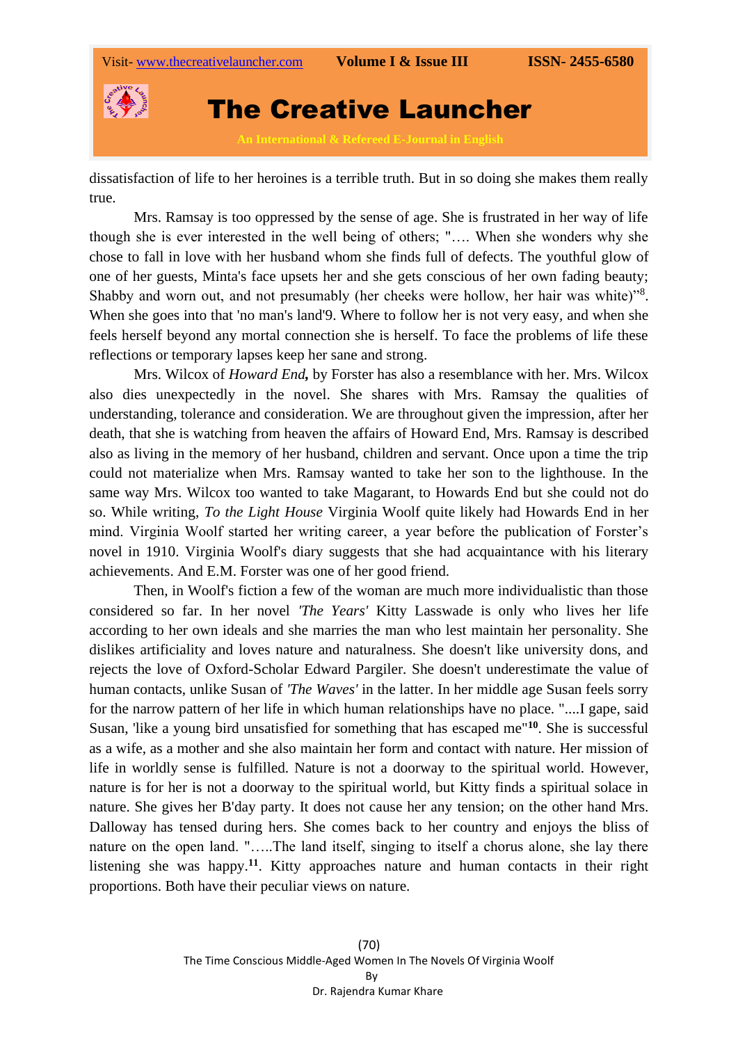dissatisfaction of life to her heroines is a terrible truth. But in so doing she makes them really true.

Mrs. Ramsay is too oppressed by the sense of age. She is frustrated in her way of life though she is ever interested in the well being of others; "…. When she wonders why she chose to fall in love with her husband whom she finds full of defects. The youthful glow of one of her guests, Minta's face upsets her and she gets conscious of her own fading beauty; Shabby and worn out, and not presumably (her cheeks were hollow, her hair was white)"[8]. When she goes into that 'no man's land'9. Where to follow her is not very easy, and when she feels herself beyond any mortal connection she is herself. To face the problems of life these reflections or temporary lapses keep her sane and strong.

Mrs. Wilcox of *Howard End***,** by Forster has also a resemblance with her. Mrs. Wilcox also dies unexpectedly in the novel. She shares with Mrs. Ramsay the qualities of understanding, tolerance and consideration. We are throughout given the impression, after her death, that she is watching from heaven the affairs of Howard End, Mrs. Ramsay is described also as living in the memory of her husband, children and servant. Once upon a time the trip could not materialize when Mrs. Ramsay wanted to take her son to the lighthouse. In the same way Mrs. Wilcox too wanted to take Magarant, to Howards End but she could not do so. While writing, *To the Light House* Virginia Woolf quite likely had Howards End in her mind. Virginia Woolf started her writing career, a year before the publication of Forster's novel in 1910. Virginia Woolf's diary suggests that she had acquaintance with his literary achievements. And E.M. Forster was one of her good friend.

Then, in Woolf's fiction a few of the woman are much more individualistic than those considered so far. In her novel *'The Years'* Kitty Lasswade is only who lives her life according to her own ideals and she marries the man who lest maintain her personality. She dislikes artificiality and loves nature and naturalness. She doesn't like university dons, and rejects the love of Oxford-Scholar Edward Pargiler. She doesn't underestimate the value of human contacts, unlike Susan of *'The Waves'* in the latter. In her middle age Susan feels sorry for the narrow pattern of her life in which human relationships have no place. "....I gape, said Susan, 'like a young bird unsatisfied for something that has escaped me"[10]. She is successful as a wife, as a mother and she also maintain her form and contact with nature. Her mission of life in worldly sense is fulfilled. Nature is not a doorway to the spiritual world. However, nature is for her is not a doorway to the spiritual world, but Kitty finds a spiritual solace in nature. She gives her B'day party. It does not cause her any tension; on the other hand Mrs. Dalloway has tensed during hers. She comes back to her country and enjoys the bliss of nature on the open land. "…..The land itself, singing to itself a chorus alone, she lay there listening she was happy.[11]. Kitty approaches nature and human contacts in their right proportions. Both have their peculiar views on nature.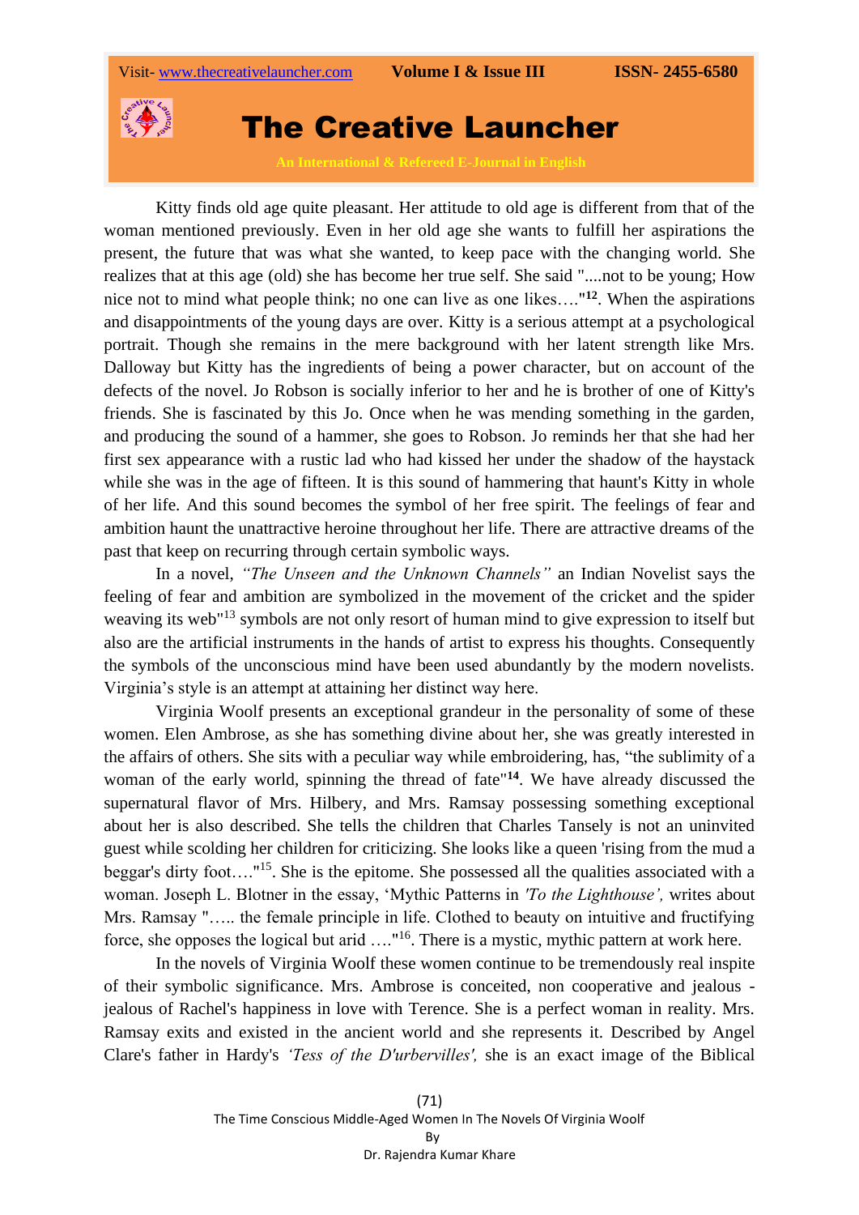Kitty finds old age quite pleasant. Her attitude to old age is different from that of the woman mentioned previously. Even in her old age she wants to fulfill her aspirations the present, the future that was what she wanted, to keep pace with the changing world. She realizes that at this age (old) she has become her true self. She said "....not to be young; How nice not to mind what people think; no one can live as one likes…."[12]. When the aspirations and disappointments of the young days are over. Kitty is a serious attempt at a psychological portrait. Though she remains in the mere background with her latent strength like Mrs. Dalloway but Kitty has the ingredients of being a power character, but on account of the defects of the novel. Jo Robson is socially inferior to her and he is brother of one of Kitty's friends. She is fascinated by this Jo. Once when he was mending something in the garden, and producing the sound of a hammer, she goes to Robson. Jo reminds her that she had her first sex appearance with a rustic lad who had kissed her under the shadow of the haystack while she was in the age of fifteen. It is this sound of hammering that haunt's Kitty in whole of her life. And this sound becomes the symbol of her free spirit. The feelings of fear and ambition haunt the unattractive heroine throughout her life. There are attractive dreams of the past that keep on recurring through certain symbolic ways.

In a novel, *"The Unseen and the Unknown Channels"* an Indian Novelist says the feeling of fear and ambition are symbolized in the movement of the cricket and the spider weaving its web"[13] symbols are not only resort of human mind to give expression to itself but also are the artificial instruments in the hands of artist to express his thoughts. Consequently the symbols of the unconscious mind have been used abundantly by the modern novelists. Virginia's style is an attempt at attaining her distinct way here.

Virginia Woolf presents an exceptional grandeur in the personality of some of these women. Elen Ambrose, as she has something divine about her, she was greatly interested in the affairs of others. She sits with a peculiar way while embroidering, has, "the sublimity of a woman of the early world, spinning the thread of fate"[14]. We have already discussed the supernatural flavor of Mrs. Hilbery, and Mrs. Ramsay possessing something exceptional about her is also described. She tells the children that Charles Tansely is not an uninvited guest while scolding her children for criticizing. She looks like a queen 'rising from the mud a beggar's dirty foot…."[15]. She is the epitome. She possessed all the qualities associated with a woman. Joseph L. Blotner in the essay, 'Mythic Patterns in *'To the Lighthouse',* writes about Mrs. Ramsay "….. the female principle in life. Clothed to beauty on intuitive and fructifying force, she opposes the logical but arid …."[16]. There is a mystic, mythic pattern at work here.

In the novels of Virginia Woolf these women continue to be tremendously real inspite of their symbolic significance. Mrs. Ambrose is conceited, non cooperative and jealous - jealous of Rachel's happiness in love with Terence. She is a perfect woman in reality. Mrs. Ramsay exits and existed in the ancient world and she represents it. Described by Angel Clare's father in Hardy's *'Tess of the D'urbervilles',* she is an exact image of the Biblical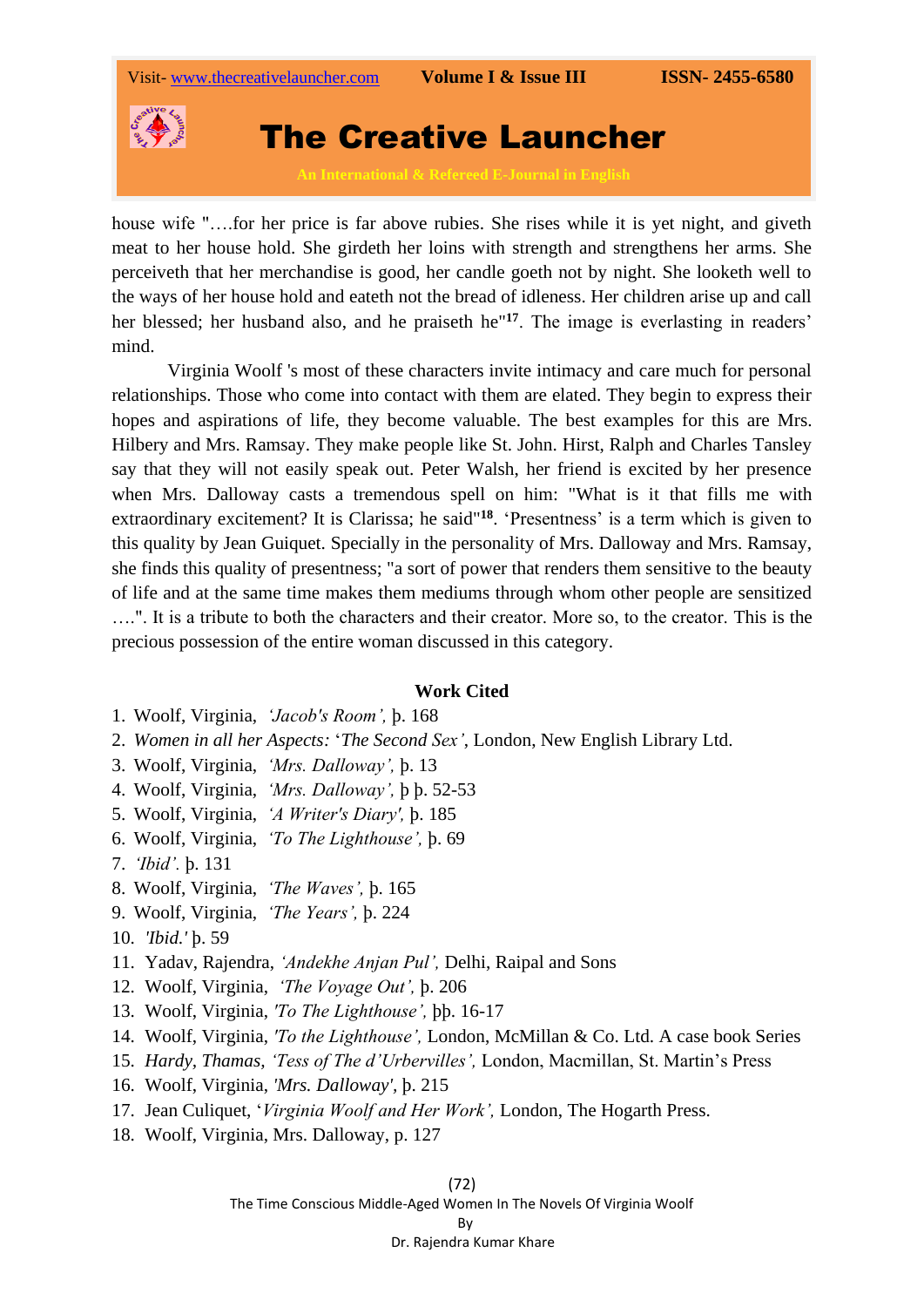house wife "….for her price is far above rubies. She rises while it is yet night, and giveth meat to her house hold. She girdeth her loins with strength and strengthens her arms. She perceiveth that her merchandise is good, her candle goeth not by night. She looketh well to the ways of her house hold and eateth not the bread of idleness. Her children arise up and call her blessed; her husband also, and he praiseth he"[17]. The image is everlasting in readers' mind.

Virginia Woolf 's most of these characters invite intimacy and care much for personal relationships. Those who come into contact with them are elated. They begin to express their hopes and aspirations of life, they become valuable. The best examples for this are Mrs. Hilbery and Mrs. Ramsay. They make people like St. John. Hirst, Ralph and Charles Tansley say that they will not easily speak out. Peter Walsh, her friend is excited by her presence when Mrs. Dalloway casts a tremendous spell on him: "What is it that fills me with extraordinary excitement? It is Clarissa; he said"[18]. 'Presentness' is a term which is given to this quality by Jean Guiquet. Specially in the personality of Mrs. Dalloway and Mrs. Ramsay, she finds this quality of presentness; "a sort of power that renders them sensitive to the beauty of life and at the same time makes them mediums through whom other people are sensitized ….". It is a tribute to both the characters and their creator. More so, to the creator. This is the precious possession of the entire woman discussed in this category.

**Work Cited**

1. Woolf, Virginia, *'Jacob's Room',* þ. 168
2. *Women in all her Aspects:* '*The Second Sex'*, London, New English Library Ltd.
3. Woolf, Virginia, *'Mrs. Dalloway',* þ. 13
4. Woolf, Virginia, *'Mrs. Dalloway',* þ þ. 52-53
5. Woolf, Virginia, *'A Writer's Diary',* þ. 185
6. Woolf, Virginia, *'To The Lighthouse',* þ. 69
7. *'Ibid'.* þ. 131
8. Woolf, Virginia, *'The Waves',* þ. 165
9. Woolf, Virginia, *'The Years',* þ. 224
10. *'Ibid.'* þ. 59
11. Yadav, Rajendra, *'Andekhe Anjan Pul',* Delhi, Raipal and Sons
12. Woolf, Virginia, *'The Voyage Out',* þ. 206
13. Woolf, Virginia, *'To The Lighthouse',* þþ. 16-17
14. Woolf, Virginia, *'To the Lighthouse',* London, McMillan & Co. Ltd. A case book Series
15. *Hardy, Thamas, 'Tess of The d'Urbervilles',* London, Macmillan, St. Martin's Press
16. Woolf, Virginia, *'Mrs. Dalloway',* þ. 215
17. Jean Culiquet, '*Virginia Woolf and Her Work',* London, The Hogarth Press.
18. Woolf, Virginia, Mrs. Dalloway, p. 127